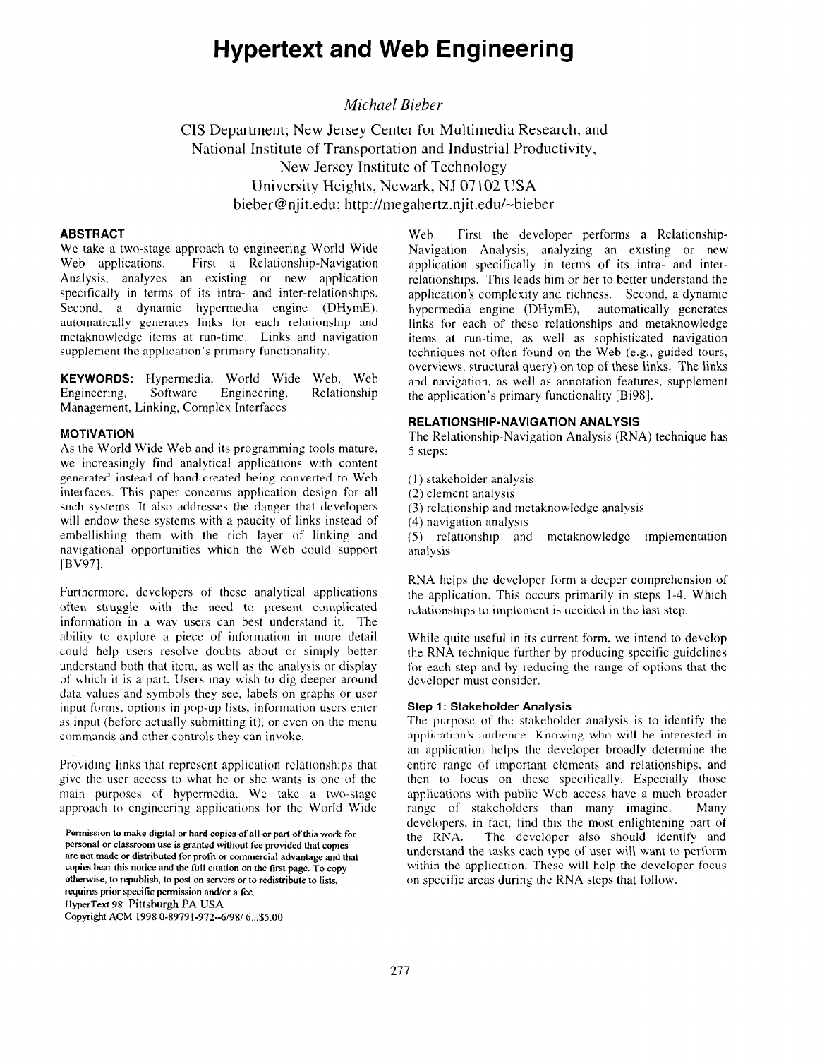# Hypertext and Web Engineering

*Michael Bieber*

CIS Department; New Jersey Center for Multimedia Research, and
National Institute of Transportation and Industrial Productivity,
New Jersey Institute of Technology
University Heights, Newark, NJ 07102 USA
bieber@njit.edu; http://megahertz.njit.edu/~bieber

## ABSTRACT

We take a two-stage approach to engineering World Wide Web applications. First a Relationship-Navigation Analysis, analyzes an existing or new application specifically in terms of its intra- and inter-relationships. Second, a dynamic hypermedia engine (DHymE), automatically generates links for each relationship and metaknowledge items at run-time. Links and navigation supplement the application's primary functionality.

**KEYWORDS:** Hypermedia, World Wide Web, Web Engineering, Software Engineering, Relationship Management, Linking, Complex Interfaces

## MOTIVATION

As the World Wide Web and its programming tools mature, we increasingly find analytical applications with content generated instead of hand-created being converted to Web interfaces. This paper concerns application design for all such systems. It also addresses the danger that developers will endow these systems with a paucity of links instead of embellishing them with the rich layer of linking and navigational opportunities which the Web could support [BV97].

Furthermore, developers of these analytical applications often struggle with the need to present complicated information in a way users can best understand it. The ability to explore a piece of information in more detail could help users resolve doubts about or simply better understand both that item, as well as the analysis or display of which it is a part. Users may wish to dig deeper around data values and symbols they see, labels on graphs or user input forms, options in pop-up lists, information users enter as input (before actually submitting it), or even on the menu commands and other controls they can invoke.

Providing links that represent application relationships that give the user access to what he or she wants is one of the main purposes of hypermedia. We take a two-stage approach to engineering applications for the World Wide Web. First the developer performs a Relationship-Navigation Analysis, analyzing an existing or new application specifically in terms of its intra- and inter-relationships. This leads him or her to better understand the application's complexity and richness. Second, a dynamic hypermedia engine (DHymE), automatically generates links for each of these relationships and metaknowledge items at run-time, as well as sophisticated navigation techniques not often found on the Web (e.g., guided tours, overviews, structural query) on top of these links. The links and navigation, as well as annotation features, supplement the application's primary functionality [Bi98].

Permission to make digital or hard copies of all or part of this work for personal or classroom use is granted without fee provided that copies are not made or distributed for profit or commercial advantage and that copies bear this notice and the full citation on the first page. To copy otherwise, to republish, to post on servers or to redistribute to lists, requires prior specific permission and/or a fee.
HyperText 98 Pittsburgh PA USA
Copyright ACM 1998 0-89791-972-6/98/ 6...$5.00

## RELATIONSHIP-NAVIGATION ANALYSIS

The Relationship-Navigation Analysis (RNA) technique has 5 steps:

(1) stakeholder analysis
(2) element analysis
(3) relationship and metaknowledge analysis
(4) navigation analysis
(5) relationship and metaknowledge implementation analysis

RNA helps the developer form a deeper comprehension of the application. This occurs primarily in steps 1-4. Which relationships to implement is decided in the last step.

While quite useful in its current form, we intend to develop the RNA technique further by producing specific guidelines for each step and by reducing the range of options that the developer must consider.

### Step 1: Stakeholder Analysis

The purpose of the stakeholder analysis is to identify the application's audience. Knowing who will be interested in an application helps the developer broadly determine the entire range of important elements and relationships, and then to focus on these specifically. Especially those applications with public Web access have a much broader range of stakeholders than many imagine. Many developers, in fact, find this the most enlightening part of the RNA. The developer also should identify and understand the tasks each type of user will want to perform within the application. These will help the developer focus on specific areas during the RNA steps that follow.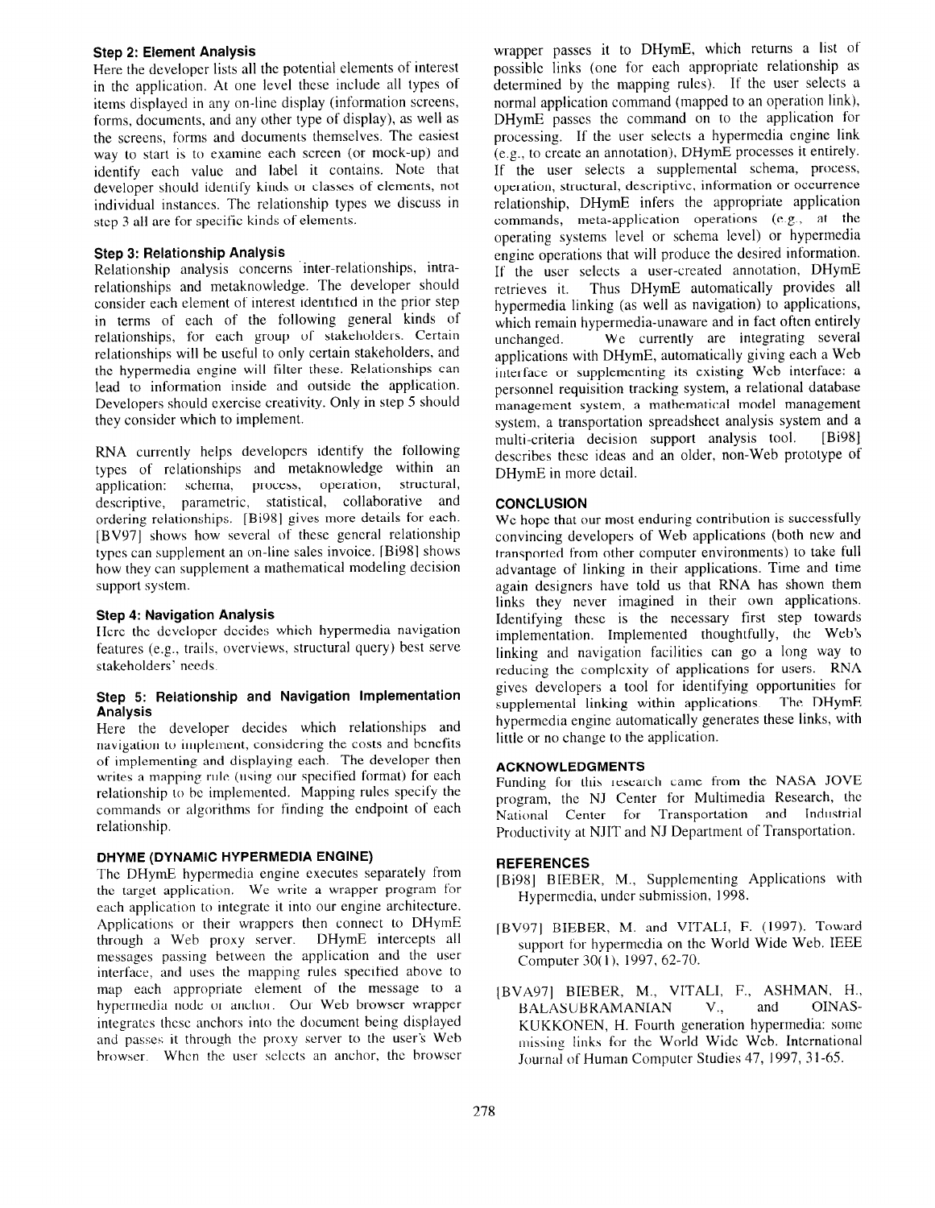### Step 2: Element Analysis

Here the developer lists all the potential elements of interest in the application. At one level these include all types of items displayed in any on-line display (information screens, forms, documents, and any other type of display), as well as the screens, forms and documents themselves. The easiest way to start is to examine each screen (or mock-up) and identify each value and label it contains. Note that developer should identify kinds or classes of elements, not individual instances. The relationship types we discuss in step 3 all are for specific kinds of elements.

### Step 3: Relationship Analysis

Relationship analysis concerns inter-relationships, intra-relationships and metaknowledge. The developer should consider each element of interest identified in the prior step in terms of each of the following general kinds of relationships, for each group of stakeholders. Certain relationships will be useful to only certain stakeholders, and the hypermedia engine will filter these. Relationships can lead to information inside and outside the application. Developers should exercise creativity. Only in step 5 should they consider which to implement.

RNA currently helps developers identify the following types of relationships and metaknowledge within an application: schema, process, operation, structural, descriptive, parametric, statistical, collaborative and ordering relationships. [Bi98] gives more details for each. [BV97] shows how several of these general relationship types can supplement an on-line sales invoice. [Bi98] shows how they can supplement a mathematical modeling decision support system.

### Step 4: Navigation Analysis

Here the developer decides which hypermedia navigation features (e.g., trails, overviews, structural query) best serve stakeholders' needs.

### Step 5: Relationship and Navigation Implementation Analysis

Here the developer decides which relationships and navigation to implement, considering the costs and benefits of implementing and displaying each. The developer then writes a mapping rule (using our specified format) for each relationship to be implemented. Mapping rules specify the commands or algorithms for finding the endpoint of each relationship.

## DHYME (DYNAMIC HYPERMEDIA ENGINE)

The DHymE hypermedia engine executes separately from the target application. We write a wrapper program for each application to integrate it into our engine architecture. Applications or their wrappers then connect to DHymE through a Web proxy server. DHymE intercepts all messages passing between the application and the user interface, and uses the mapping rules specified above to map each appropriate element of the message to a hypermedia node or anchor. Our Web browser wrapper integrates these anchors into the document being displayed and passes it through the proxy server to the user's Web browser. When the user selects an anchor, the browser wrapper passes it to DHymE, which returns a list of possible links (one for each appropriate relationship as determined by the mapping rules). If the user selects a normal application command (mapped to an operation link), DHymE passes the command on to the application for processing. If the user selects a hypermedia engine link (e.g., to create an annotation), DHymE processes it entirely. If the user selects a supplemental schema, process, operation, structural, descriptive, information or occurrence relationship, DHymE infers the appropriate application commands, meta-application operations (e.g., at the operating systems level or schema level) or hypermedia engine operations that will produce the desired information. If the user selects a user-created annotation, DHymE retrieves it. Thus DHymE automatically provides all hypermedia linking (as well as navigation) to applications, which remain hypermedia-unaware and in fact often entirely unchanged. We currently are integrating several applications with DHymE, automatically giving each a Web interface or supplementing its existing Web interface: a personnel requisition tracking system, a relational database management system, a mathematical model management system, a transportation spreadsheet analysis system and a multi-criteria decision support analysis tool. [Bi98] describes these ideas and an older, non-Web prototype of DHymE in more detail.

## CONCLUSION

We hope that our most enduring contribution is successfully convincing developers of Web applications (both new and transported from other computer environments) to take full advantage of linking in their applications. Time and time again designers have told us that RNA has shown them links they never imagined in their own applications. Identifying these is the necessary first step towards implementation. Implemented thoughtfully, the Web's linking and navigation facilities can go a long way to reducing the complexity of applications for users. RNA gives developers a tool for identifying opportunities for supplemental linking within applications. The DHymE hypermedia engine automatically generates these links, with little or no change to the application.

## ACKNOWLEDGMENTS

Funding for this research came from the NASA JOVE program, the NJ Center for Multimedia Research, the National Center for Transportation and Industrial Productivity at NJIT and NJ Department of Transportation.

## REFERENCES

[Bi98] BIEBER, M., Supplementing Applications with Hypermedia, under submission, 1998.

[BV97] BIEBER, M. and VITALI, F. (1997). Toward support for hypermedia on the World Wide Web. IEEE Computer 30(1), 1997, 62-70.

[BVA97] BIEBER, M., VITALI, F., ASHMAN, H., BALASUBRAMANIAN V., and OINAS-KUKKONEN, H. Fourth generation hypermedia: some missing links for the World Wide Web. International Journal of Human Computer Studies 47, 1997, 31-65.